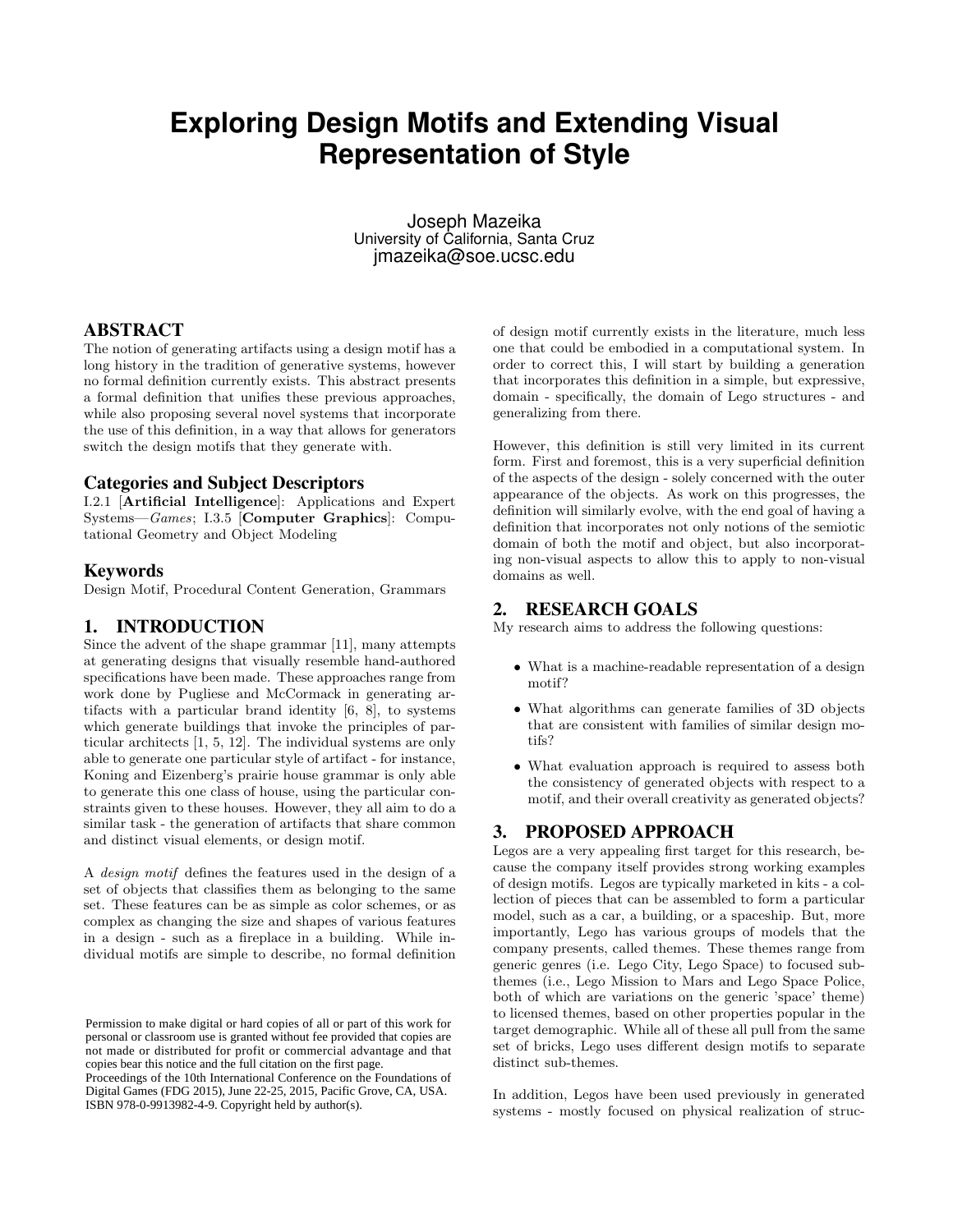# Exploring Design Motifs and Extending Visual Representation of Style

Joseph Mazeika
University of California, Santa Cruz
jmazeika@soe.ucsc.edu

## ABSTRACT

The notion of generating artifacts using a design motif has a long history in the tradition of generative systems, however no formal definition currently exists. This abstract presents a formal definition that unifies these previous approaches, while also proposing several novel systems that incorporate the use of this definition, in a way that allows for generators switch the design motifs that they generate with.

### Categories and Subject Descriptors

I.2.1 [**Artificial Intelligence**]: Applications and Expert Systems—*Games*; I.3.5 [**Computer Graphics**]: Computational Geometry and Object Modeling

### Keywords

Design Motif, Procedural Content Generation, Grammars

## 1. INTRODUCTION

Since the advent of the shape grammar [11], many attempts at generating designs that visually resemble hand-authored specifications have been made. These approaches range from work done by Pugliese and McCormack in generating artifacts with a particular brand identity [6, 8], to systems which generate buildings that invoke the principles of particular architects [1, 5, 12]. The individual systems are only able to generate one particular style of artifact - for instance, Koning and Eizenberg's prairie house grammar is only able to generate this one class of house, using the particular constraints given to these houses. However, they all aim to do a similar task - the generation of artifacts that share common and distinct visual elements, or design motif.

A *design motif* defines the features used in the design of a set of objects that classifies them as belonging to the same set. These features can be as simple as color schemes, or as complex as changing the size and shapes of various features in a design - such as a fireplace in a building. While individual motifs are simple to describe, no formal definition of design motif currently exists in the literature, much less one that could be embodied in a computational system. In order to correct this, I will start by building a generation that incorporates this definition in a simple, but expressive, domain - specifically, the domain of Lego structures - and generalizing from there.

However, this definition is still very limited in its current form. First and foremost, this is a very superficial definition of the aspects of the design - solely concerned with the outer appearance of the objects. As work on this progresses, the definition will similarly evolve, with the end goal of having a definition that incorporates not only notions of the semiotic domain of both the motif and object, but also incorporating non-visual aspects to allow this to apply to non-visual domains as well.

## 2. RESEARCH GOALS

My research aims to address the following questions:

- What is a machine-readable representation of a design motif?
- What algorithms can generate families of 3D objects that are consistent with families of similar design motifs?
- What evaluation approach is required to assess both the consistency of generated objects with respect to a motif, and their overall creativity as generated objects?

## 3. PROPOSED APPROACH

Legos are a very appealing first target for this research, because the company itself provides strong working examples of design motifs. Legos are typically marketed in kits - a collection of pieces that can be assembled to form a particular model, such as a car, a building, or a spaceship. But, more importantly, Lego has various groups of models that the company presents, called themes. These themes range from generic genres (i.e. Lego City, Lego Space) to focused subthemes (i.e., Lego Mission to Mars and Lego Space Police, both of which are variations on the generic 'space' theme) to licensed themes, based on other properties popular in the target demographic. While all of these all pull from the same set of bricks, Lego uses different design motifs to separate distinct sub-themes.

In addition, Legos have been used previously in generated systems - mostly focused on physical realization of struc-

Permission to make digital or hard copies of all or part of this work for personal or classroom use is granted without fee provided that copies are not made or distributed for profit or commercial advantage and that copies bear this notice and the full citation on the first page.
Proceedings of the 10th International Conference on the Foundations of Digital Games (FDG 2015), June 22-25, 2015, Pacific Grove, CA, USA.
ISBN 978-0-9913982-4-9. Copyright held by author(s).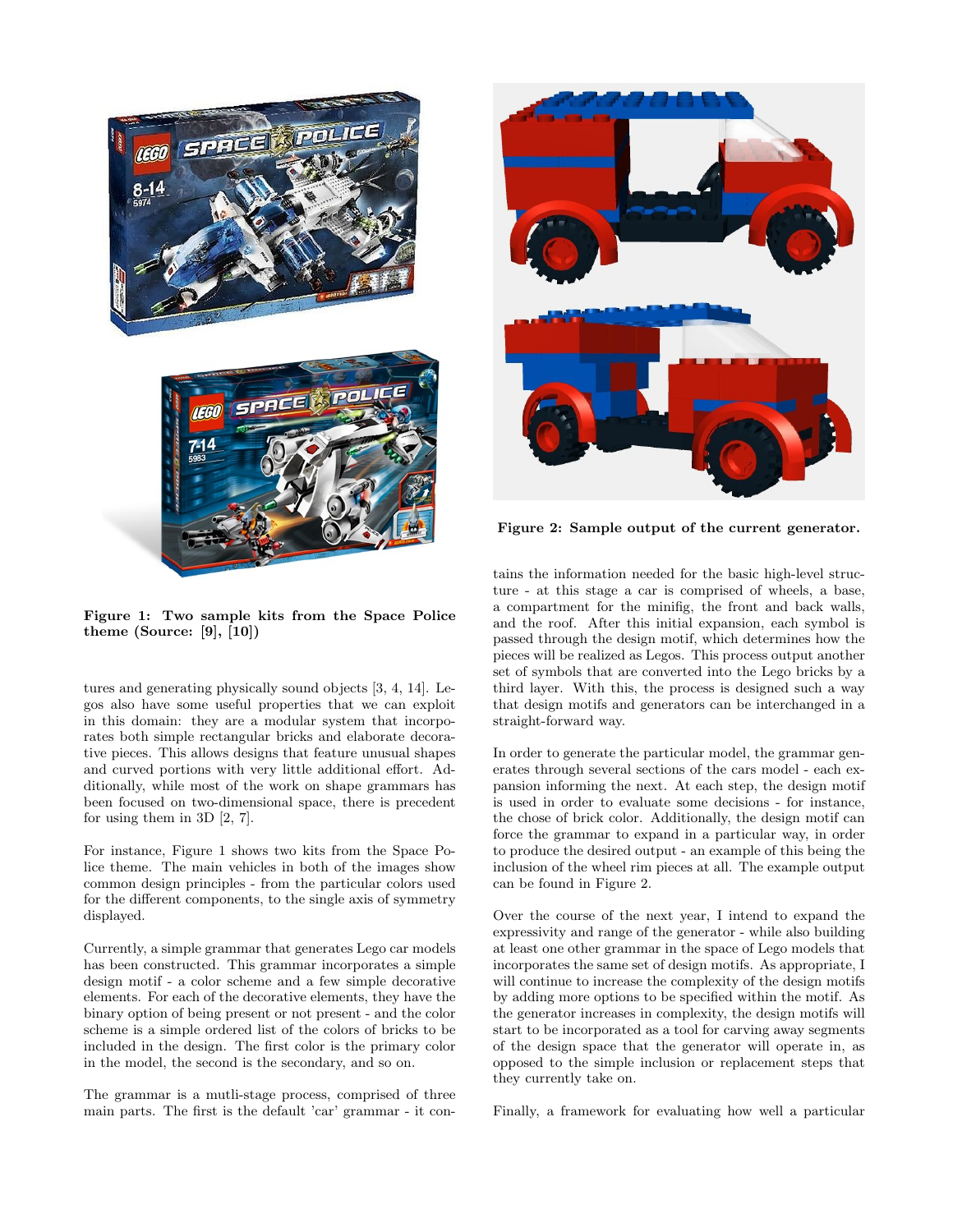Figure 1: Two sample kits from the Space Police theme (Source: [9], [10])

tures and generating physically sound objects [3, 4, 14]. Legos also have some useful properties that we can exploit in this domain: they are a modular system that incorporates both simple rectangular bricks and elaborate decorative pieces. This allows designs that feature unusual shapes and curved portions with very little additional effort. Additionally, while most of the work on shape grammars has been focused on two-dimensional space, there is precedent for using them in 3D [2, 7].

For instance, Figure 1 shows two kits from the Space Police theme. The main vehicles in both of the images show common design principles - from the particular colors used for the different components, to the single axis of symmetry displayed.

Currently, a simple grammar that generates Lego car models has been constructed. This grammar incorporates a simple design motif - a color scheme and a few simple decorative elements. For each of the decorative elements, they have the binary option of being present or not present - and the color scheme is a simple ordered list of the colors of bricks to be included in the design. The first color is the primary color in the model, the second is the secondary, and so on.

The grammar is a mutli-stage process, comprised of three main parts. The first is the default 'car' grammar - it contains the information needed for the basic high-level structure - at this stage a car is comprised of wheels, a base, a compartment for the minifig, the front and back walls, and the roof. After this initial expansion, each symbol is passed through the design motif, which determines how the pieces will be realized as Legos. This process output another set of symbols that are converted into the Lego bricks by a third layer. With this, the process is designed such a way that design motifs and generators can be interchanged in a straight-forward way.

Figure 2: Sample output of the current generator.

In order to generate the particular model, the grammar generates through several sections of the cars model - each expansion informing the next. At each step, the design motif is used in order to evaluate some decisions - for instance, the chose of brick color. Additionally, the design motif can force the grammar to expand in a particular way, in order to produce the desired output - an example of this being the inclusion of the wheel rim pieces at all. The example output can be found in Figure 2.

Over the course of the next year, I intend to expand the expressivity and range of the generator - while also building at least one other grammar in the space of Lego models that incorporates the same set of design motifs. As appropriate, I will continue to increase the complexity of the design motifs by adding more options to be specified within the motif. As the generator increases in complexity, the design motifs will start to be incorporated as a tool for carving away segments of the design space that the generator will operate in, as opposed to the simple inclusion or replacement steps that they currently take on.

Finally, a framework for evaluating how well a particular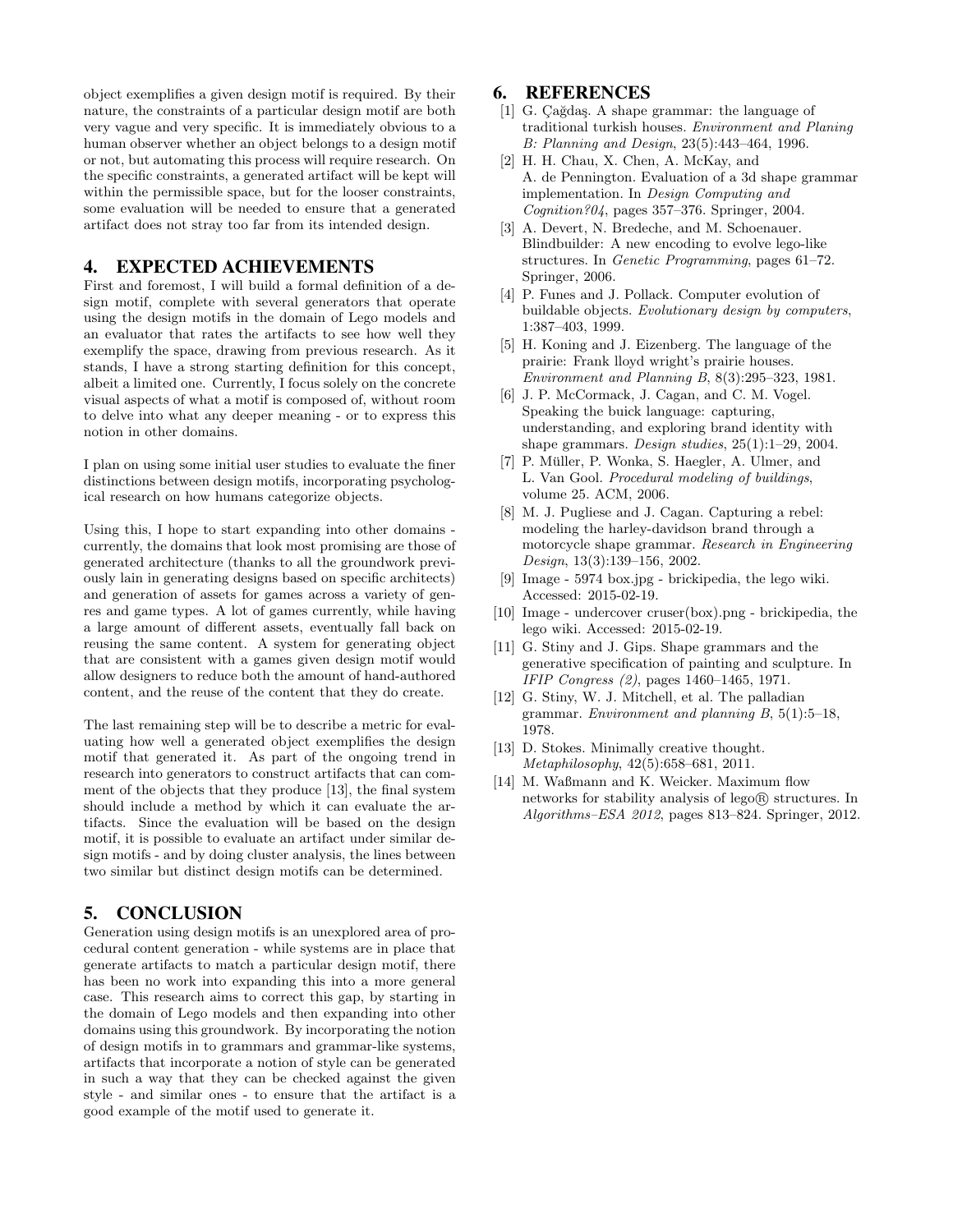object exemplifies a given design motif is required. By their nature, the constraints of a particular design motif are both very vague and very specific. It is immediately obvious to a human observer whether an object belongs to a design motif or not, but automating this process will require research. On the specific constraints, a generated artifact will be kept will within the permissible space, but for the looser constraints, some evaluation will be needed to ensure that a generated artifact does not stray too far from its intended design.

## 4. EXPECTED ACHIEVEMENTS

First and foremost, I will build a formal definition of a design motif, complete with several generators that operate using the design motifs in the domain of Lego models and an evaluator that rates the artifacts to see how well they exemplify the space, drawing from previous research. As it stands, I have a strong starting definition for this concept, albeit a limited one. Currently, I focus solely on the concrete visual aspects of what a motif is composed of, without room to delve into what any deeper meaning - or to express this notion in other domains.

I plan on using some initial user studies to evaluate the finer distinctions between design motifs, incorporating psychological research on how humans categorize objects.

Using this, I hope to start expanding into other domains - currently, the domains that look most promising are those of generated architecture (thanks to all the groundwork previously lain in generating designs based on specific architects) and generation of assets for games across a variety of genres and game types. A lot of games currently, while having a large amount of different assets, eventually fall back on reusing the same content. A system for generating object that are consistent with a games given design motif would allow designers to reduce both the amount of hand-authored content, and the reuse of the content that they do create.

The last remaining step will be to describe a metric for evaluating how well a generated object exemplifies the design motif that generated it. As part of the ongoing trend in research into generators to construct artifacts that can comment of the objects that they produce [13], the final system should include a method by which it can evaluate the artifacts. Since the evaluation will be based on the design motif, it is possible to evaluate an artifact under similar design motifs - and by doing cluster analysis, the lines between two similar but distinct design motifs can be determined.

## 5. CONCLUSION

Generation using design motifs is an unexplored area of procedural content generation - while systems are in place that generate artifacts to match a particular design motif, there has been no work into expanding this into a more general case. This research aims to correct this gap, by starting in the domain of Lego models and then expanding into other domains using this groundwork. By incorporating the notion of design motifs in to grammars and grammar-like systems, artifacts that incorporate a notion of style can be generated in such a way that they can be checked against the given style - and similar ones - to ensure that the artifact is a good example of the motif used to generate it.

## 6. REFERENCES

[1] G. Çağdaş. A shape grammar: the language of traditional turkish houses. *Environment and Planing B: Planning and Design*, 23(5):443–464, 1996.

[2] H. H. Chau, X. Chen, A. McKay, and A. de Pennington. Evaluation of a 3d shape grammar implementation. In *Design Computing and Cognition?04*, pages 357–376. Springer, 2004.

[3] A. Devert, N. Bredeche, and M. Schoenauer. Blindbuilder: A new encoding to evolve lego-like structures. In *Genetic Programming*, pages 61–72. Springer, 2006.

[4] P. Funes and J. Pollack. Computer evolution of buildable objects. *Evolutionary design by computers*, 1:387–403, 1999.

[5] H. Koning and J. Eizenberg. The language of the prairie: Frank lloyd wright's prairie houses. *Environment and Planning B*, 8(3):295–323, 1981.

[6] J. P. McCormack, J. Cagan, and C. M. Vogel. Speaking the buick language: capturing, understanding, and exploring brand identity with shape grammars. *Design studies*, 25(1):1–29, 2004.

[7] P. Müller, P. Wonka, S. Haegler, A. Ulmer, and L. Van Gool. *Procedural modeling of buildings*, volume 25. ACM, 2006.

[8] M. J. Pugliese and J. Cagan. Capturing a rebel: modeling the harley-davidson brand through a motorcycle shape grammar. *Research in Engineering Design*, 13(3):139–156, 2002.

[9] Image - 5974 box.jpg - brickipedia, the lego wiki. Accessed: 2015-02-19.

[10] Image - undercover cruser(box).png - brickipedia, the lego wiki. Accessed: 2015-02-19.

[11] G. Stiny and J. Gips. Shape grammars and the generative specification of painting and sculpture. In *IFIP Congress (2)*, pages 1460–1465, 1971.

[12] G. Stiny, W. J. Mitchell, et al. The palladian grammar. *Environment and planning B*, 5(1):5–18, 1978.

[13] D. Stokes. Minimally creative thought. *Metaphilosophy*, 42(5):658–681, 2011.

[14] M. Waßmann and K. Weicker. Maximum flow networks for stability analysis of lego® structures. In *Algorithms–ESA 2012*, pages 813–824. Springer, 2012.